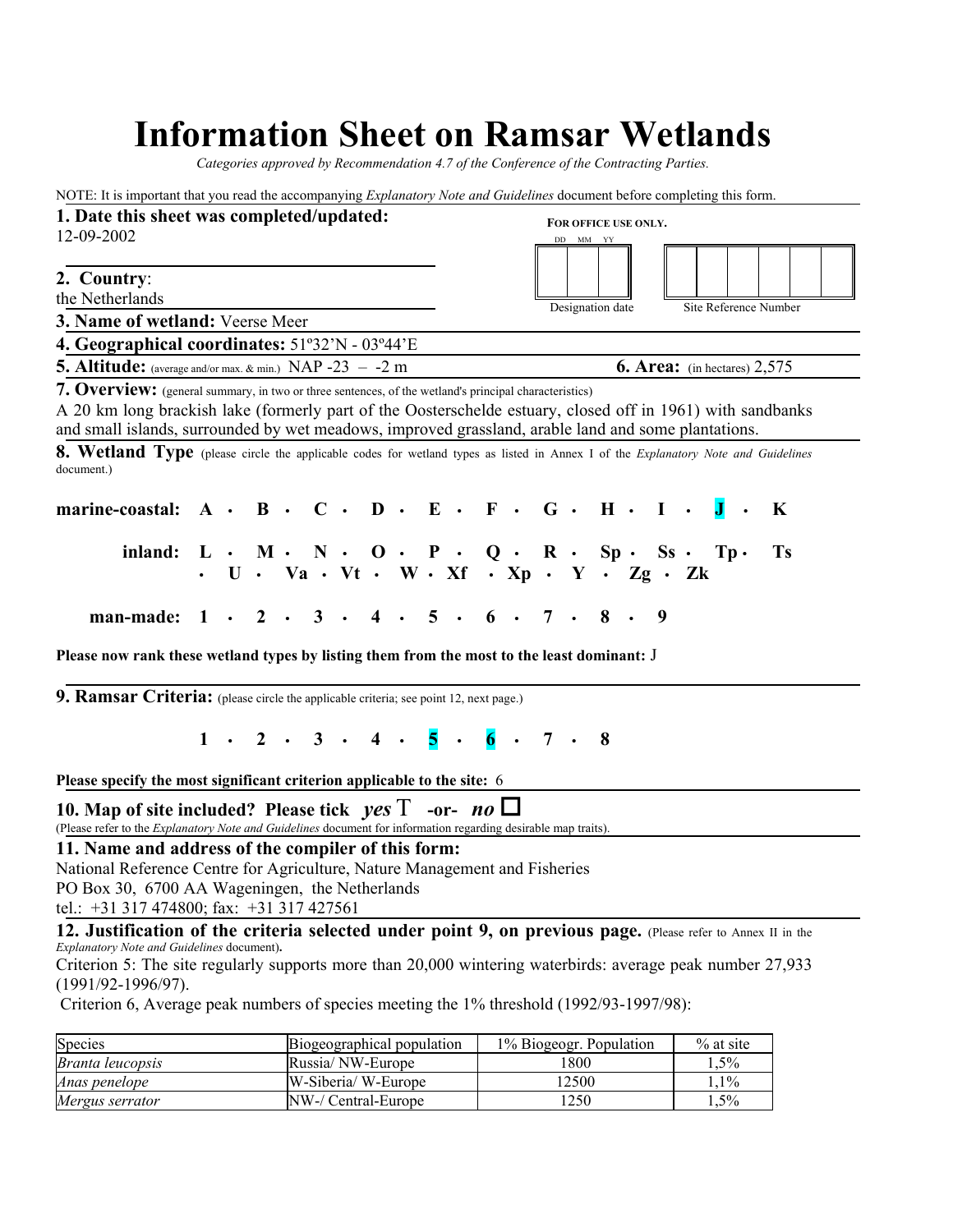# Information Sheet on Ramsar Wetlands

*Categories approved by Recommendation 4.7 of the Conference of the Contracting Parties.*

NOTE: It is important that you read the accompanying *Explanatory Note and Guidelines* document before completing this form.

**1. Date this sheet was completed/updated:**
12-09-2002

**FOR OFFICE USE ONLY.**
DD MM YY

Designation date | Site Reference Number

**2. Country**:
the Netherlands

**3. Name of wetland:** Veerse Meer

**4. Geographical coordinates:** 51º32'N - 03º44'E

**5. Altitude:** (average and/or max. & min.) NAP -23 – -2 m

**6. Area:** (in hectares) 2,575

**7. Overview:** (general summary, in two or three sentences, of the wetland's principal characteristics)
A 20 km long brackish lake (formerly part of the Oosterschelde estuary, closed off in 1961) with sandbanks and small islands, surrounded by wet meadows, improved grassland, arable land and some plantations.

**8. Wetland Type** (please circle the applicable codes for wetland types as listed in Annex I of the *Explanatory Note and Guidelines* document.)

**marine-coastal:** A • B • C • D • E • F • G • H • I • **J** • K

**inland:** L • M • N • O • P • Q • R • Sp • Ss • Tp • Ts • U • Va • Vt • W • Xf • Xp • Y • Zg • Zk

**man-made:** 1 • 2 • 3 • 4 • 5 • 6 • 7 • 8 • 9

**Please now rank these wetland types by listing them from the most to the least dominant:** J

**9. Ramsar Criteria:** (please circle the applicable criteria; see point 12, next page.)

1 • 2 • 3 • 4 • **5** • **6** • 7 • 8

**Please specify the most significant criterion applicable to the site:** 6

**10. Map of site included? Please tick** ***yes*** ☑ **-or-** ***no*** ☐
(Please refer to the *Explanatory Note and Guidelines* document for information regarding desirable map traits).

**11. Name and address of the compiler of this form:**
National Reference Centre for Agriculture, Nature Management and Fisheries
PO Box 30, 6700 AA Wageningen, the Netherlands
tel.: +31 317 474800; fax: +31 317 427561

**12. Justification of the criteria selected under point 9, on previous page.** (Please refer to Annex II in the *Explanatory Note and Guidelines* document).
Criterion 5: The site regularly supports more than 20,000 wintering waterbirds: average peak number 27,933 (1991/92-1996/97).
Criterion 6, Average peak numbers of species meeting the 1% threshold (1992/93-1997/98):

| Species | Biogeographical population | 1% Biogeogr. Population | % at site |
|---|---|---|---|
| *Branta leucopsis* | Russia/ NW-Europe | 1800 | 1,5% |
| *Anas penelope* | W-Siberia/ W-Europe | 12500 | 1,1% |
| *Mergus serrator* | NW-/ Central-Europe | 1250 | 1,5% |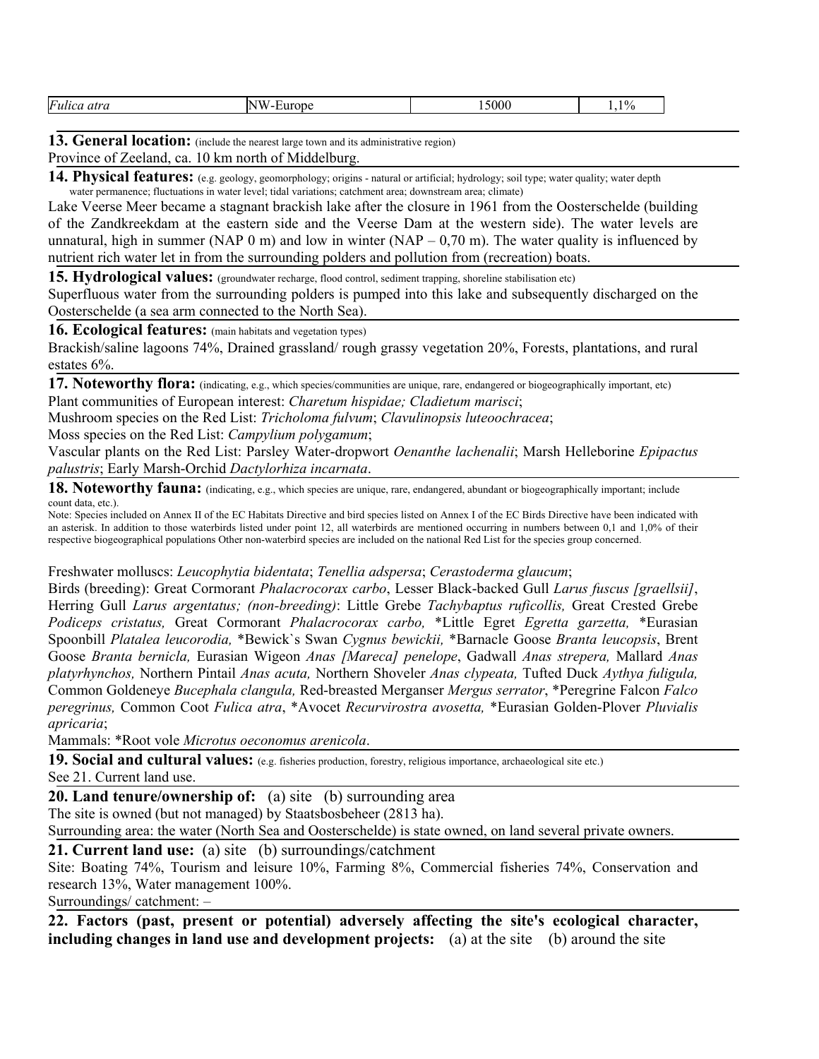| *Fulica atra* | NW-Europe | 15000 | 1,1% |
|---|---|---|---|

**13. General location:** (include the nearest large town and its administrative region)

Province of Zeeland, ca. 10 km north of Middelburg.

**14. Physical features:** (e.g. geology, geomorphology; origins - natural or artificial; hydrology; soil type; water quality; water depth water permanence; fluctuations in water level; tidal variations; catchment area; downstream area; climate)

Lake Veerse Meer became a stagnant brackish lake after the closure in 1961 from the Oosterschelde (building of the Zandkreekdam at the eastern side and the Veerse Dam at the western side). The water levels are unnatural, high in summer (NAP 0 m) and low in winter (NAP – 0,70 m). The water quality is influenced by nutrient rich water let in from the surrounding polders and pollution from (recreation) boats.

**15. Hydrological values:** (groundwater recharge, flood control, sediment trapping, shoreline stabilisation etc)

Superfluous water from the surrounding polders is pumped into this lake and subsequently discharged on the Oosterschelde (a sea arm connected to the North Sea).

**16. Ecological features:** (main habitats and vegetation types)

Brackish/saline lagoons 74%, Drained grassland/ rough grassy vegetation 20%, Forests, plantations, and rural estates 6%.

**17. Noteworthy flora:** (indicating, e.g., which species/communities are unique, rare, endangered or biogeographically important, etc)

Plant communities of European interest: *Charetum hispidae; Cladietum marisci*;

Mushroom species on the Red List: *Tricholoma fulvum*; *Clavulinopsis luteoochracea*;

Moss species on the Red List: *Campylium polygamum*;

Vascular plants on the Red List: Parsley Water-dropwort *Oenanthe lachenalii*; Marsh Helleborine *Epipactus palustris*; Early Marsh-Orchid *Dactylorhiza incarnata*.

**18. Noteworthy fauna:** (indicating, e.g., which species are unique, rare, endangered, abundant or biogeographically important; include count data, etc.).

Note: Species included on Annex II of the EC Habitats Directive and bird species listed on Annex I of the EC Birds Directive have been indicated with an asterisk. In addition to those waterbirds listed under point 12, all waterbirds are mentioned occurring in numbers between 0,1 and 1,0% of their respective biogeographical populations Other non-waterbird species are included on the national Red List for the species group concerned.

Freshwater molluscs: *Leucophytia bidentata*; *Tenellia adspersa*; *Cerastoderma glaucum*;

Birds (breeding): Great Cormorant *Phalacrocorax carbo*, Lesser Black-backed Gull *Larus fuscus [graellsii]*, Herring Gull *Larus argentatus; (non-breeding)*: Little Grebe *Tachybaptus ruficollis,* Great Crested Grebe *Podiceps cristatus,* Great Cormorant *Phalacrocorax carbo,* *Little Egret *Egretta garzetta,* *Eurasian Spoonbill *Platalea leucorodia,* *Bewick`s Swan *Cygnus bewickii,* *Barnacle Goose *Branta leucopsis*, Brent Goose *Branta bernicla,* Eurasian Wigeon *Anas [Mareca] penelope*, Gadwall *Anas strepera,* Mallard *Anas platyrhynchos,* Northern Pintail *Anas acuta,* Northern Shoveler *Anas clypeata,* Tufted Duck *Aythya fuligula,* Common Goldeneye *Bucephala clangula,* Red-breasted Merganser *Mergus serrator*, *Peregrine Falcon *Falco peregrinus,* Common Coot *Fulica atra*, *Avocet *Recurvirostra avosetta,* *Eurasian Golden-Plover *Pluvialis apricaria*;

Mammals: *Root vole *Microtus oeconomus arenicola*.

**19. Social and cultural values:** (e.g. fisheries production, forestry, religious importance, archaeological site etc.)

See 21. Current land use.

**20. Land tenure/ownership of:** (a) site (b) surrounding area

The site is owned (but not managed) by Staatsbosbeheer (2813 ha).

Surrounding area: the water (North Sea and Oosterschelde) is state owned, on land several private owners.

**21. Current land use:** (a) site (b) surroundings/catchment

Site: Boating 74%, Tourism and leisure 10%, Farming 8%, Commercial fisheries 74%, Conservation and research 13%, Water management 100%.

Surroundings/ catchment: –

**22. Factors (past, present or potential) adversely affecting the site's ecological character, including changes in land use and development projects:** (a) at the site (b) around the site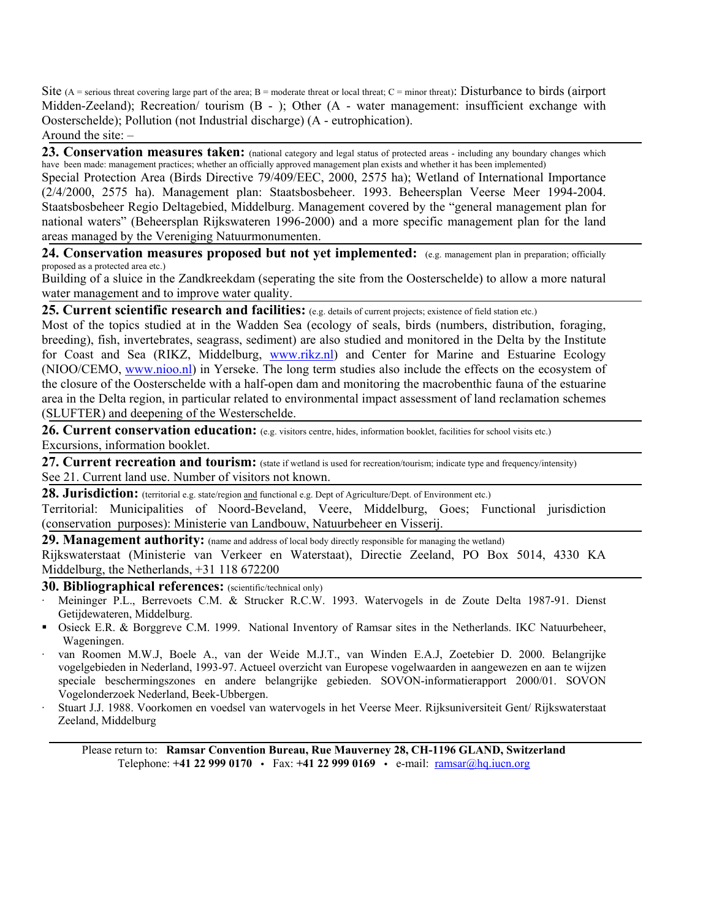Site (A = serious threat covering large part of the area; B = moderate threat or local threat; C = minor threat): Disturbance to birds (airport Midden-Zeeland); Recreation/ tourism (B - ); Other (A - water management: insufficient exchange with Oosterschelde); Pollution (not Industrial discharge) (A - eutrophication).

Around the site: –

**23. Conservation measures taken:** (national category and legal status of protected areas - including any boundary changes which have been made: management practices; whether an officially approved management plan exists and whether it has been implemented)

Special Protection Area (Birds Directive 79/409/EEC, 2000, 2575 ha); Wetland of International Importance (2/4/2000, 2575 ha). Management plan: Staatsbosbeheer. 1993. Beheersplan Veerse Meer 1994-2004. Staatsbosbeheer Regio Deltagebied, Middelburg. Management covered by the "general management plan for national waters" (Beheersplan Rijkswateren 1996-2000) and a more specific management plan for the land areas managed by the Vereniging Natuurmonumenten.

**24. Conservation measures proposed but not yet implemented:** (e.g. management plan in preparation; officially proposed as a protected area etc.)

Building of a sluice in the Zandkreekdam (seperating the site from the Oosterschelde) to allow a more natural water management and to improve water quality.

**25. Current scientific research and facilities:** (e.g. details of current projects; existence of field station etc.)

Most of the topics studied at in the Wadden Sea (ecology of seals, birds (numbers, distribution, foraging, breeding), fish, invertebrates, seagrass, sediment) are also studied and monitored in the Delta by the Institute for Coast and Sea (RIKZ, Middelburg, www.rikz.nl) and Center for Marine and Estuarine Ecology (NIOO/CEMO, www.nioo.nl) in Yerseke. The long term studies also include the effects on the ecosystem of the closure of the Oosterschelde with a half-open dam and monitoring the macrobenthic fauna of the estuarine area in the Delta region, in particular related to environmental impact assessment of land reclamation schemes (SLUFTER) and deepening of the Westerschelde.

**26. Current conservation education:** (e.g. visitors centre, hides, information booklet, facilities for school visits etc.)

Excursions, information booklet.

**27. Current recreation and tourism:** (state if wetland is used for recreation/tourism; indicate type and frequency/intensity)

See 21. Current land use. Number of visitors not known.

**28. Jurisdiction:** (territorial e.g. state/region and functional e.g. Dept of Agriculture/Dept. of Environment etc.)

Territorial: Municipalities of Noord-Beveland, Veere, Middelburg, Goes; Functional jurisdiction (conservation purposes): Ministerie van Landbouw, Natuurbeheer en Visserij.

**29. Management authority:** (name and address of local body directly responsible for managing the wetland)

Rijkswaterstaat (Ministerie van Verkeer en Waterstaat), Directie Zeeland, PO Box 5014, 4330 KA Middelburg, the Netherlands, +31 118 672200

**30. Bibliographical references:** (scientific/technical only)

- Meininger P.L., Berrevoets C.M. & Strucker R.C.W. 1993. Watervogels in de Zoute Delta 1987-91. Dienst Getijdewateren, Middelburg.
- Osieck E.R. & Borggreve C.M. 1999. National Inventory of Ramsar sites in the Netherlands. IKC Natuurbeheer, Wageningen.
- van Roomen M.W.J, Boele A., van der Weide M.J.T., van Winden E.A.J, Zoetebier D. 2000. Belangrijke vogelgebieden in Nederland, 1993-97. Actueel overzicht van Europese vogelwaarden in aangewezen en aan te wijzen speciale beschermingszones en andere belangrijke gebieden. SOVON-informatierapport 2000/01. SOVON Vogelonderzoek Nederland, Beek-Ubbergen.
- Stuart J.J. 1988. Voorkomen en voedsel van watervogels in het Veerse Meer. Rijksuniversiteit Gent/ Rijkswaterstaat Zeeland, Middelburg

Please return to: **Ramsar Convention Bureau, Rue Mauverney 28, CH-1196 GLAND, Switzerland**
Telephone: **+41 22 999 0170** • Fax: **+41 22 999 0169** • e-mail: ramsar@hq.iucn.org